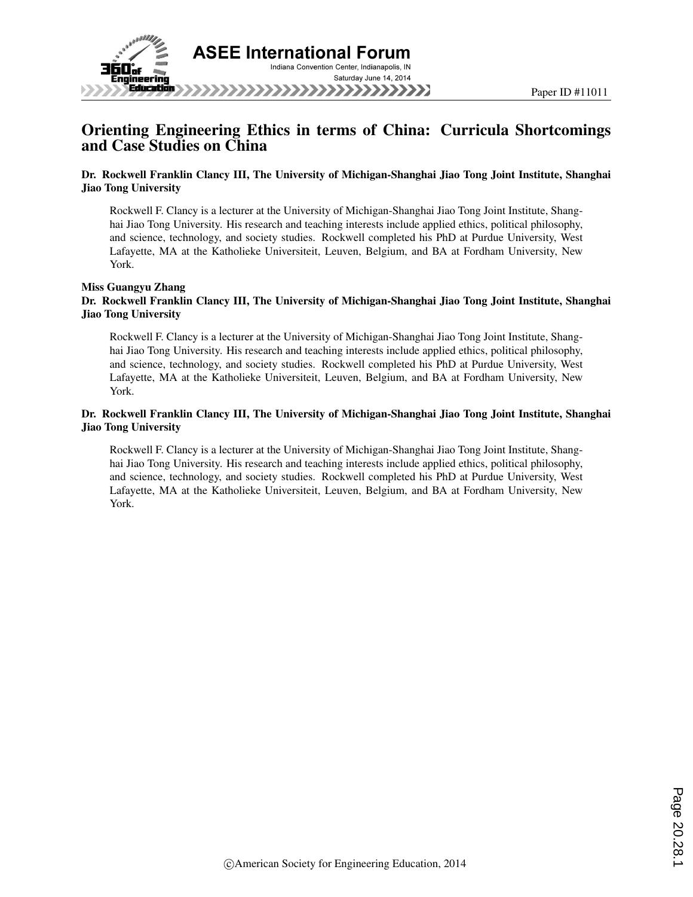Paper ID #11011

# Orienting Engineering Ethics in terms of China: Curricula Shortcomings and Case Studies on China

**Dr. Rockwell Franklin Clancy III, The University of Michigan-Shanghai Jiao Tong Joint Institute, Shanghai Jiao Tong University**

Rockwell F. Clancy is a lecturer at the University of Michigan-Shanghai Jiao Tong Joint Institute, Shanghai Jiao Tong University. His research and teaching interests include applied ethics, political philosophy, and science, technology, and society studies. Rockwell completed his PhD at Purdue University, West Lafayette, MA at the Katholieke Universiteit, Leuven, Belgium, and BA at Fordham University, New York.

**Miss Guangyu Zhang**

**Dr. Rockwell Franklin Clancy III, The University of Michigan-Shanghai Jiao Tong Joint Institute, Shanghai Jiao Tong University**

Rockwell F. Clancy is a lecturer at the University of Michigan-Shanghai Jiao Tong Joint Institute, Shanghai Jiao Tong University. His research and teaching interests include applied ethics, political philosophy, and science, technology, and society studies. Rockwell completed his PhD at Purdue University, West Lafayette, MA at the Katholieke Universiteit, Leuven, Belgium, and BA at Fordham University, New York.

**Dr. Rockwell Franklin Clancy III, The University of Michigan-Shanghai Jiao Tong Joint Institute, Shanghai Jiao Tong University**

Rockwell F. Clancy is a lecturer at the University of Michigan-Shanghai Jiao Tong Joint Institute, Shanghai Jiao Tong University. His research and teaching interests include applied ethics, political philosophy, and science, technology, and society studies. Rockwell completed his PhD at Purdue University, West Lafayette, MA at the Katholieke Universiteit, Leuven, Belgium, and BA at Fordham University, New York.

©American Society for Engineering Education, 2014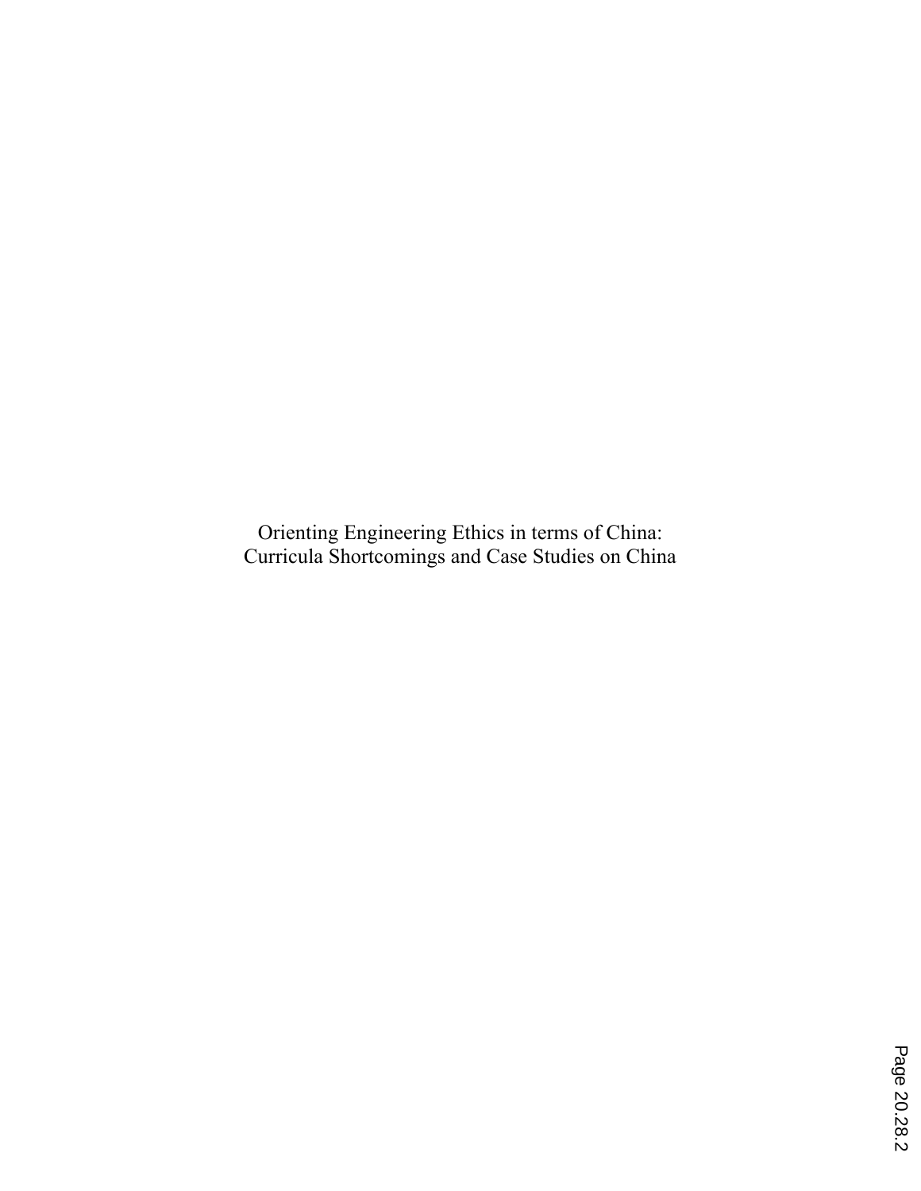Orienting Engineering Ethics in terms of China:
Curricula Shortcomings and Case Studies on China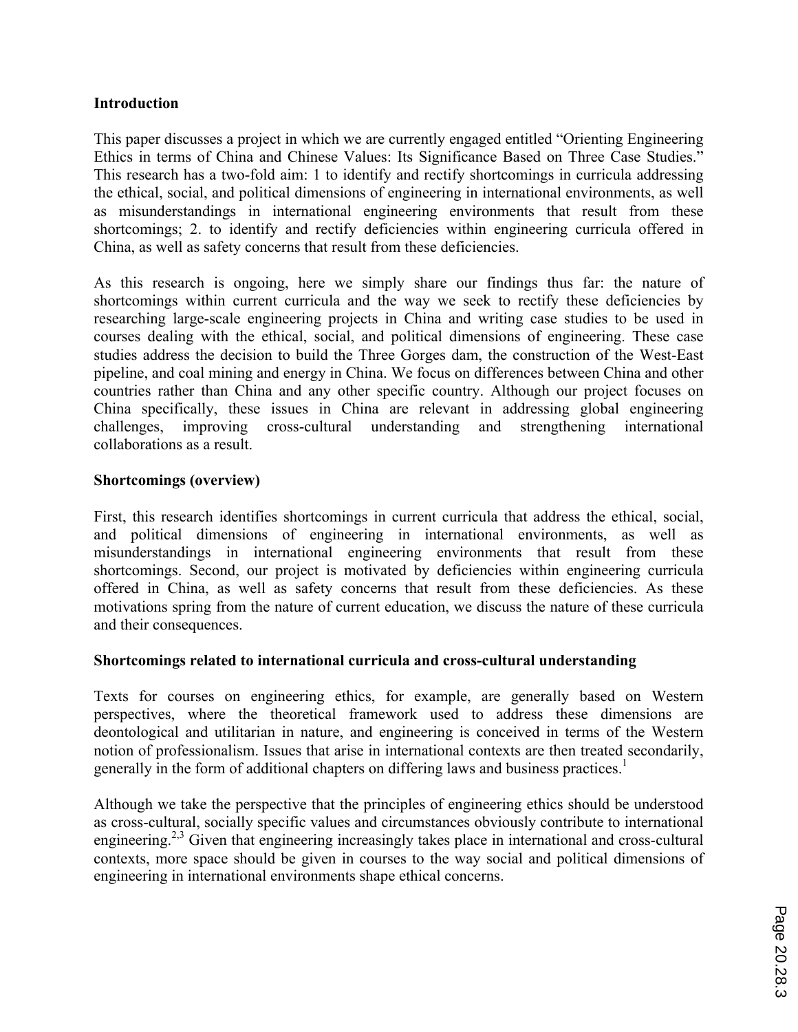**Introduction**

This paper discusses a project in which we are currently engaged entitled "Orienting Engineering Ethics in terms of China and Chinese Values: Its Significance Based on Three Case Studies." This research has a two-fold aim: 1 to identify and rectify shortcomings in curricula addressing the ethical, social, and political dimensions of engineering in international environments, as well as misunderstandings in international engineering environments that result from these shortcomings; 2. to identify and rectify deficiencies within engineering curricula offered in China, as well as safety concerns that result from these deficiencies.

As this research is ongoing, here we simply share our findings thus far: the nature of shortcomings within current curricula and the way we seek to rectify these deficiencies by researching large-scale engineering projects in China and writing case studies to be used in courses dealing with the ethical, social, and political dimensions of engineering. These case studies address the decision to build the Three Gorges dam, the construction of the West-East pipeline, and coal mining and energy in China. We focus on differences between China and other countries rather than China and any other specific country. Although our project focuses on China specifically, these issues in China are relevant in addressing global engineering challenges, improving cross-cultural understanding and strengthening international collaborations as a result.

**Shortcomings (overview)**

First, this research identifies shortcomings in current curricula that address the ethical, social, and political dimensions of engineering in international environments, as well as misunderstandings in international engineering environments that result from these shortcomings. Second, our project is motivated by deficiencies within engineering curricula offered in China, as well as safety concerns that result from these deficiencies. As these motivations spring from the nature of current education, we discuss the nature of these curricula and their consequences.

**Shortcomings related to international curricula and cross-cultural understanding**

Texts for courses on engineering ethics, for example, are generally based on Western perspectives, where the theoretical framework used to address these dimensions are deontological and utilitarian in nature, and engineering is conceived in terms of the Western notion of professionalism. Issues that arise in international contexts are then treated secondarily, generally in the form of additional chapters on differing laws and business practices.[1]

Although we take the perspective that the principles of engineering ethics should be understood as cross-cultural, socially specific values and circumstances obviously contribute to international engineering.[2,3] Given that engineering increasingly takes place in international and cross-cultural contexts, more space should be given in courses to the way social and political dimensions of engineering in international environments shape ethical concerns.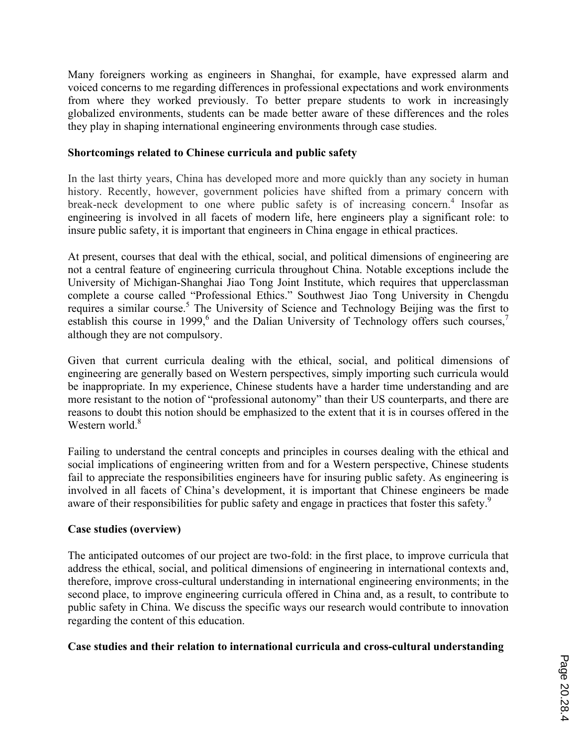Many foreigners working as engineers in Shanghai, for example, have expressed alarm and voiced concerns to me regarding differences in professional expectations and work environments from where they worked previously. To better prepare students to work in increasingly globalized environments, students can be made better aware of these differences and the roles they play in shaping international engineering environments through case studies.

**Shortcomings related to Chinese curricula and public safety**

In the last thirty years, China has developed more and more quickly than any society in human history. Recently, however, government policies have shifted from a primary concern with break-neck development to one where public safety is of increasing concern.[4] Insofar as engineering is involved in all facets of modern life, here engineers play a significant role: to insure public safety, it is important that engineers in China engage in ethical practices.

At present, courses that deal with the ethical, social, and political dimensions of engineering are not a central feature of engineering curricula throughout China. Notable exceptions include the University of Michigan-Shanghai Jiao Tong Joint Institute, which requires that upperclassman complete a course called "Professional Ethics." Southwest Jiao Tong University in Chengdu requires a similar course.[5] The University of Science and Technology Beijing was the first to establish this course in 1999,[6] and the Dalian University of Technology offers such courses,[7] although they are not compulsory.

Given that current curricula dealing with the ethical, social, and political dimensions of engineering are generally based on Western perspectives, simply importing such curricula would be inappropriate. In my experience, Chinese students have a harder time understanding and are more resistant to the notion of "professional autonomy" than their US counterparts, and there are reasons to doubt this notion should be emphasized to the extent that it is in courses offered in the Western world.[8]

Failing to understand the central concepts and principles in courses dealing with the ethical and social implications of engineering written from and for a Western perspective, Chinese students fail to appreciate the responsibilities engineers have for insuring public safety. As engineering is involved in all facets of China's development, it is important that Chinese engineers be made aware of their responsibilities for public safety and engage in practices that foster this safety.[9]

**Case studies (overview)**

The anticipated outcomes of our project are two-fold: in the first place, to improve curricula that address the ethical, social, and political dimensions of engineering in international contexts and, therefore, improve cross-cultural understanding in international engineering environments; in the second place, to improve engineering curricula offered in China and, as a result, to contribute to public safety in China. We discuss the specific ways our research would contribute to innovation regarding the content of this education.

**Case studies and their relation to international curricula and cross-cultural understanding**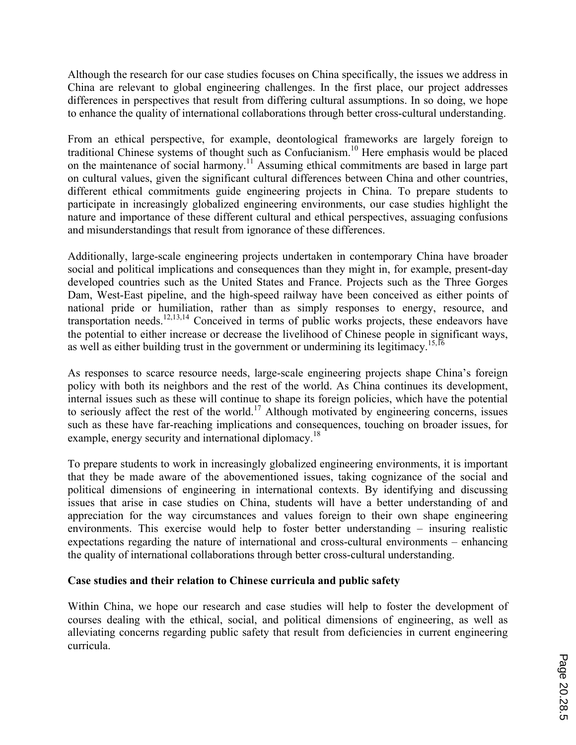Although the research for our case studies focuses on China specifically, the issues we address in China are relevant to global engineering challenges. In the first place, our project addresses differences in perspectives that result from differing cultural assumptions. In so doing, we hope to enhance the quality of international collaborations through better cross-cultural understanding.

From an ethical perspective, for example, deontological frameworks are largely foreign to traditional Chinese systems of thought such as Confucianism.[10] Here emphasis would be placed on the maintenance of social harmony.[11] Assuming ethical commitments are based in large part on cultural values, given the significant cultural differences between China and other countries, different ethical commitments guide engineering projects in China. To prepare students to participate in increasingly globalized engineering environments, our case studies highlight the nature and importance of these different cultural and ethical perspectives, assuaging confusions and misunderstandings that result from ignorance of these differences.

Additionally, large-scale engineering projects undertaken in contemporary China have broader social and political implications and consequences than they might in, for example, present-day developed countries such as the United States and France. Projects such as the Three Gorges Dam, West-East pipeline, and the high-speed railway have been conceived as either points of national pride or humiliation, rather than as simply responses to energy, resource, and transportation needs.[12,13,14] Conceived in terms of public works projects, these endeavors have the potential to either increase or decrease the livelihood of Chinese people in significant ways, as well as either building trust in the government or undermining its legitimacy.[15,16]

As responses to scarce resource needs, large-scale engineering projects shape China's foreign policy with both its neighbors and the rest of the world. As China continues its development, internal issues such as these will continue to shape its foreign policies, which have the potential to seriously affect the rest of the world.[17] Although motivated by engineering concerns, issues such as these have far-reaching implications and consequences, touching on broader issues, for example, energy security and international diplomacy.[18]

To prepare students to work in increasingly globalized engineering environments, it is important that they be made aware of the abovementioned issues, taking cognizance of the social and political dimensions of engineering in international contexts. By identifying and discussing issues that arise in case studies on China, students will have a better understanding of and appreciation for the way circumstances and values foreign to their own shape engineering environments. This exercise would help to foster better understanding – insuring realistic expectations regarding the nature of international and cross-cultural environments – enhancing the quality of international collaborations through better cross-cultural understanding.

**Case studies and their relation to Chinese curricula and public safety**

Within China, we hope our research and case studies will help to foster the development of courses dealing with the ethical, social, and political dimensions of engineering, as well as alleviating concerns regarding public safety that result from deficiencies in current engineering curricula.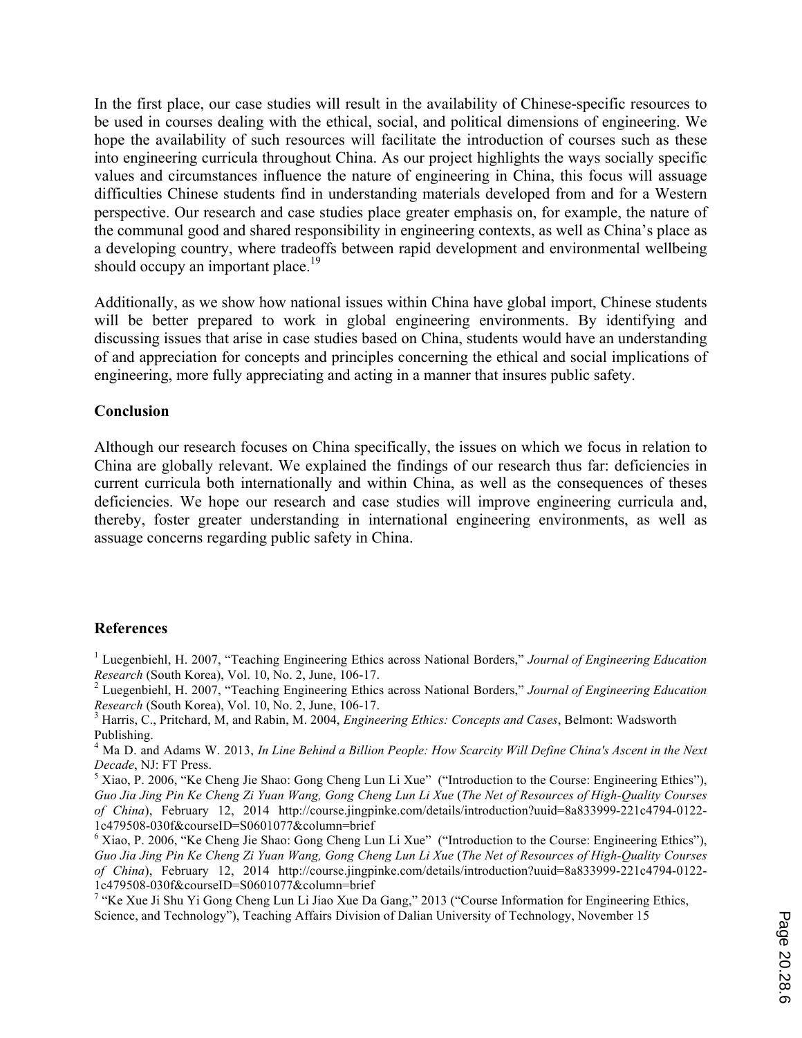In the first place, our case studies will result in the availability of Chinese-specific resources to be used in courses dealing with the ethical, social, and political dimensions of engineering. We hope the availability of such resources will facilitate the introduction of courses such as these into engineering curricula throughout China. As our project highlights the ways socially specific values and circumstances influence the nature of engineering in China, this focus will assuage difficulties Chinese students find in understanding materials developed from and for a Western perspective. Our research and case studies place greater emphasis on, for example, the nature of the communal good and shared responsibility in engineering contexts, as well as China's place as a developing country, where tradeoffs between rapid development and environmental wellbeing should occupy an important place.[19]

Additionally, as we show how national issues within China have global import, Chinese students will be better prepared to work in global engineering environments. By identifying and discussing issues that arise in case studies based on China, students would have an understanding of and appreciation for concepts and principles concerning the ethical and social implications of engineering, more fully appreciating and acting in a manner that insures public safety.

## Conclusion

Although our research focuses on China specifically, the issues on which we focus in relation to China are globally relevant. We explained the findings of our research thus far: deficiencies in current curricula both internationally and within China, as well as the consequences of theses deficiencies. We hope our research and case studies will improve engineering curricula and, thereby, foster greater understanding in international engineering environments, as well as assuage concerns regarding public safety in China.

## References

[1] Luegenbiehl, H. 2007, "Teaching Engineering Ethics across National Borders," *Journal of Engineering Education Research* (South Korea), Vol. 10, No. 2, June, 106-17.

[2] Luegenbiehl, H. 2007, "Teaching Engineering Ethics across National Borders," *Journal of Engineering Education Research* (South Korea), Vol. 10, No. 2, June, 106-17.

[3] Harris, C., Pritchard, M, and Rabin, M. 2004, *Engineering Ethics: Concepts and Cases*, Belmont: Wadsworth Publishing.

[4] Ma D. and Adams W. 2013, *In Line Behind a Billion People: How Scarcity Will Define China's Ascent in the Next Decade*, NJ: FT Press.

[5] Xiao, P. 2006, "Ke Cheng Jie Shao: Gong Cheng Lun Li Xue" ("Introduction to the Course: Engineering Ethics"), *Guo Jia Jing Pin Ke Cheng Zi Yuan Wang, Gong Cheng Lun Li Xue* (*The Net of Resources of High-Quality Courses of China*), February 12, 2014 http://course.jingpinke.com/details/introduction?uuid=8a833999-221c4794-0122-1c479508-030f&courseID=S0601077&column=brief

[6] Xiao, P. 2006, "Ke Cheng Jie Shao: Gong Cheng Lun Li Xue" ("Introduction to the Course: Engineering Ethics"), *Guo Jia Jing Pin Ke Cheng Zi Yuan Wang, Gong Cheng Lun Li Xue* (*The Net of Resources of High-Quality Courses of China*), February 12, 2014 http://course.jingpinke.com/details/introduction?uuid=8a833999-221c4794-0122-1c479508-030f&courseID=S0601077&column=brief

[7] "Ke Xue Ji Shu Yi Gong Cheng Lun Li Jiao Xue Da Gang," 2013 ("Course Information for Engineering Ethics, Science, and Technology"), Teaching Affairs Division of Dalian University of Technology, November 15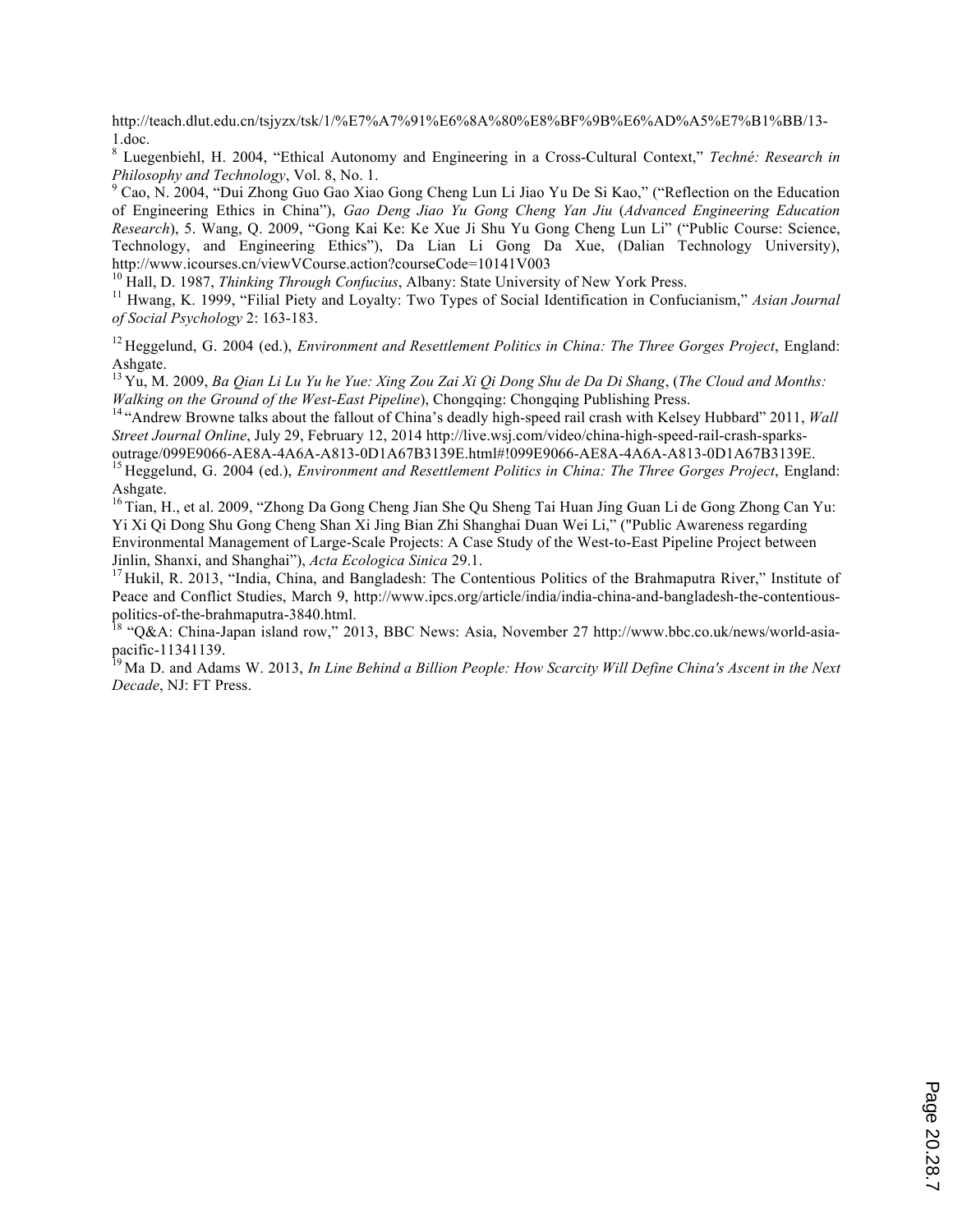http://teach.dlut.edu.cn/tsjyzx/tsk/1/%E7%A7%91%E6%8A%80%E8%BF%9B%E6%AD%A5%E7%B1%BB/13-1.doc.

[8] Luegenbiehl, H. 2004, "Ethical Autonomy and Engineering in a Cross-Cultural Context," *Techné: Research in Philosophy and Technology*, Vol. 8, No. 1.

[9] Cao, N. 2004, "Dui Zhong Guo Gao Xiao Gong Cheng Lun Li Jiao Yu De Si Kao," ("Reflection on the Education of Engineering Ethics in China"), *Gao Deng Jiao Yu Gong Cheng Yan Jiu* (*Advanced Engineering Education Research*), 5. Wang, Q. 2009, "Gong Kai Ke: Ke Xue Ji Shu Yu Gong Cheng Lun Li" ("Public Course: Science, Technology, and Engineering Ethics"), Da Lian Li Gong Da Xue, (Dalian Technology University), http://www.icourses.cn/viewVCourse.action?courseCode=10141V003

[10] Hall, D. 1987, *Thinking Through Confucius*, Albany: State University of New York Press.

[11] Hwang, K. 1999, "Filial Piety and Loyalty: Two Types of Social Identification in Confucianism," *Asian Journal of Social Psychology* 2: 163-183.

[12] Heggelund, G. 2004 (ed.), *Environment and Resettlement Politics in China: The Three Gorges Project*, England: Ashgate.

[13] Yu, M. 2009, *Ba Qian Li Lu Yu he Yue: Xing Zou Zai Xi Qi Dong Shu de Da Di Shang*, (*The Cloud and Months: Walking on the Ground of the West-East Pipeline*), Chongqing: Chongqing Publishing Press.

[14] "Andrew Browne talks about the fallout of China's deadly high-speed rail crash with Kelsey Hubbard" 2011, *Wall Street Journal Online*, July 29, February 12, 2014 http://live.wsj.com/video/china-high-speed-rail-crash-sparks-outrage/099E9066-AE8A-4A6A-A813-0D1A67B3139E.html#!099E9066-AE8A-4A6A-A813-0D1A67B3139E.

[15] Heggelund, G. 2004 (ed.), *Environment and Resettlement Politics in China: The Three Gorges Project*, England: Ashgate.

[16] Tian, H., et al. 2009, "Zhong Da Gong Cheng Jian She Qu Sheng Tai Huan Jing Guan Li de Gong Zhong Can Yu: Yi Xi Qi Dong Shu Gong Cheng Shan Xi Jing Bian Zhi Shanghai Duan Wei Li," ("Public Awareness regarding Environmental Management of Large-Scale Projects: A Case Study of the West-to-East Pipeline Project between Jinlin, Shanxi, and Shanghai"), *Acta Ecologica Sinica* 29.1.

[17] Hukil, R. 2013, "India, China, and Bangladesh: The Contentious Politics of the Brahmaputra River," Institute of Peace and Conflict Studies, March 9, http://www.ipcs.org/article/india/india-china-and-bangladesh-the-contentious-politics-of-the-brahmaputra-3840.html.

[18] "Q&A: China-Japan island row," 2013, BBC News: Asia, November 27 http://www.bbc.co.uk/news/world-asia-pacific-11341139.

[19] Ma D. and Adams W. 2013, *In Line Behind a Billion People: How Scarcity Will Define China's Ascent in the Next Decade*, NJ: FT Press.